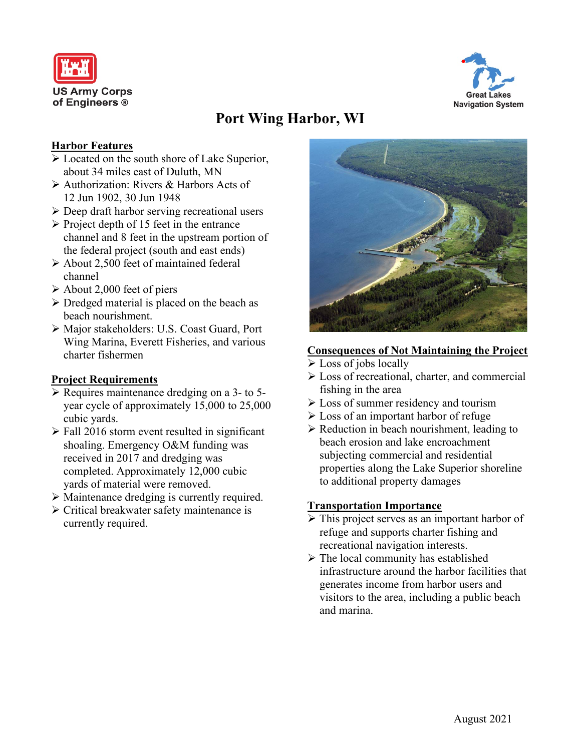US Army Corps of Engineers ®

Great Lakes Navigation System

# Port Wing Harbor, WI

## Harbor Features

- Located on the south shore of Lake Superior, about 34 miles east of Duluth, MN
- Authorization: Rivers & Harbors Acts of 12 Jun 1902, 30 Jun 1948
- Deep draft harbor serving recreational users
- Project depth of 15 feet in the entrance channel and 8 feet in the upstream portion of the federal project (south and east ends)
- About 2,500 feet of maintained federal channel
- About 2,000 feet of piers
- Dredged material is placed on the beach as beach nourishment.
- Major stakeholders: U.S. Coast Guard, Port Wing Marina, Everett Fisheries, and various charter fishermen

## Project Requirements

- Requires maintenance dredging on a 3- to 5-year cycle of approximately 15,000 to 25,000 cubic yards.
- Fall 2016 storm event resulted in significant shoaling. Emergency O&M funding was received in 2017 and dredging was completed. Approximately 12,000 cubic yards of material were removed.
- Maintenance dredging is currently required.
- Critical breakwater safety maintenance is currently required.

## Consequences of Not Maintaining the Project

- Loss of jobs locally
- Loss of recreational, charter, and commercial fishing in the area
- Loss of summer residency and tourism
- Loss of an important harbor of refuge
- Reduction in beach nourishment, leading to beach erosion and lake encroachment subjecting commercial and residential properties along the Lake Superior shoreline to additional property damages

## Transportation Importance

- This project serves as an important harbor of refuge and supports charter fishing and recreational navigation interests.
- The local community has established infrastructure around the harbor facilities that generates income from harbor users and visitors to the area, including a public beach and marina.

August 2021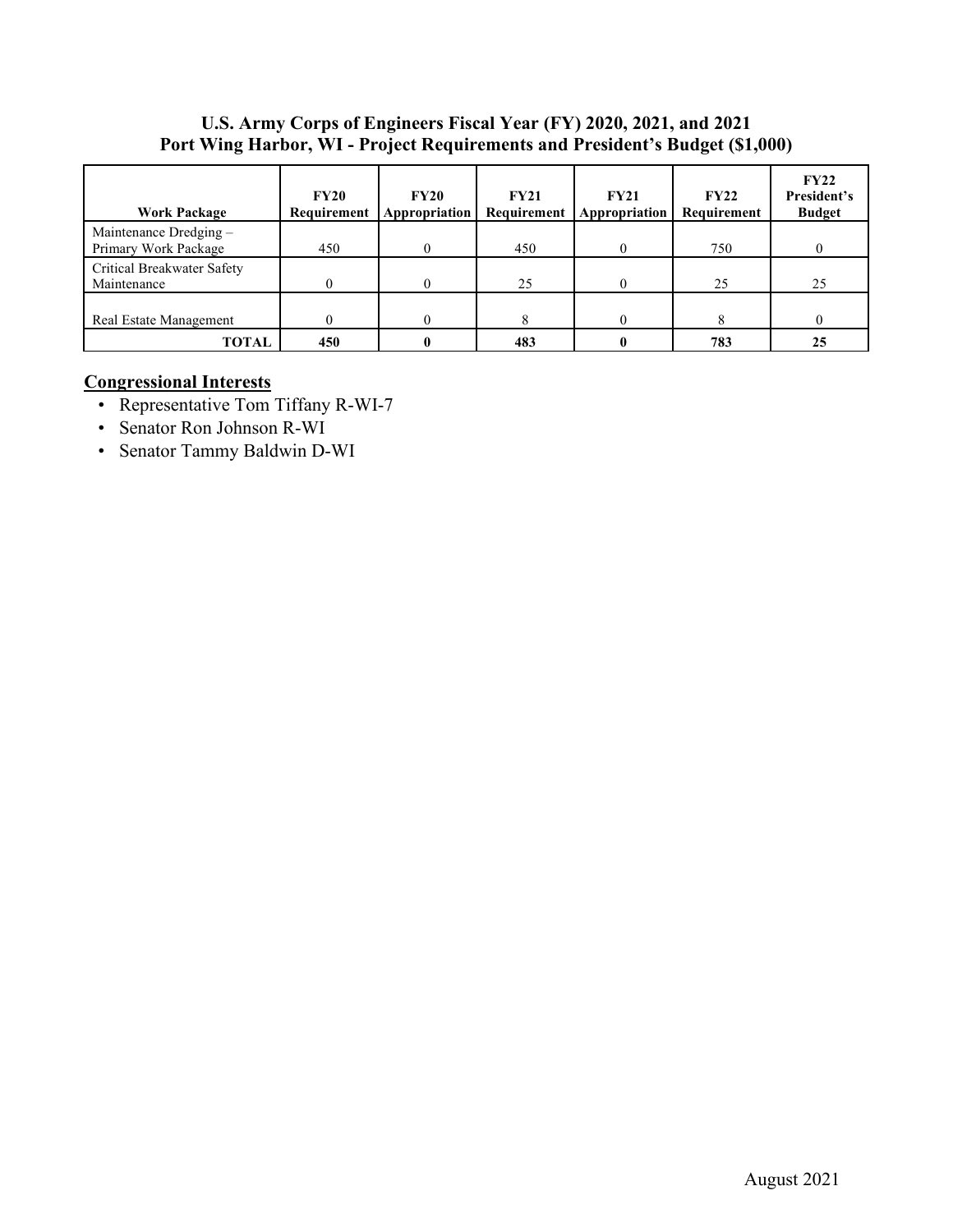**U.S. Army Corps of Engineers Fiscal Year (FY) 2020, 2021, and 2021**
**Port Wing Harbor, WI - Project Requirements and President's Budget ($1,000)**

| Work Package | FY20 Requirement | FY20 Appropriation | FY21 Requirement | FY21 Appropriation | FY22 Requirement | FY22 President's Budget |
|---|---|---|---|---|---|---|
| Maintenance Dredging – Primary Work Package | 450 | 0 | 450 | 0 | 750 | 0 |
| Critical Breakwater Safety Maintenance | 0 | 0 | 25 | 0 | 25 | 25 |
| Real Estate Management | 0 | 0 | 8 | 0 | 8 | 0 |
| **TOTAL** | **450** | **0** | **483** | **0** | **783** | **25** |

## Congressional Interests

- Representative Tom Tiffany R-WI-7
- Senator Ron Johnson R-WI
- Senator Tammy Baldwin D-WI

August 2021